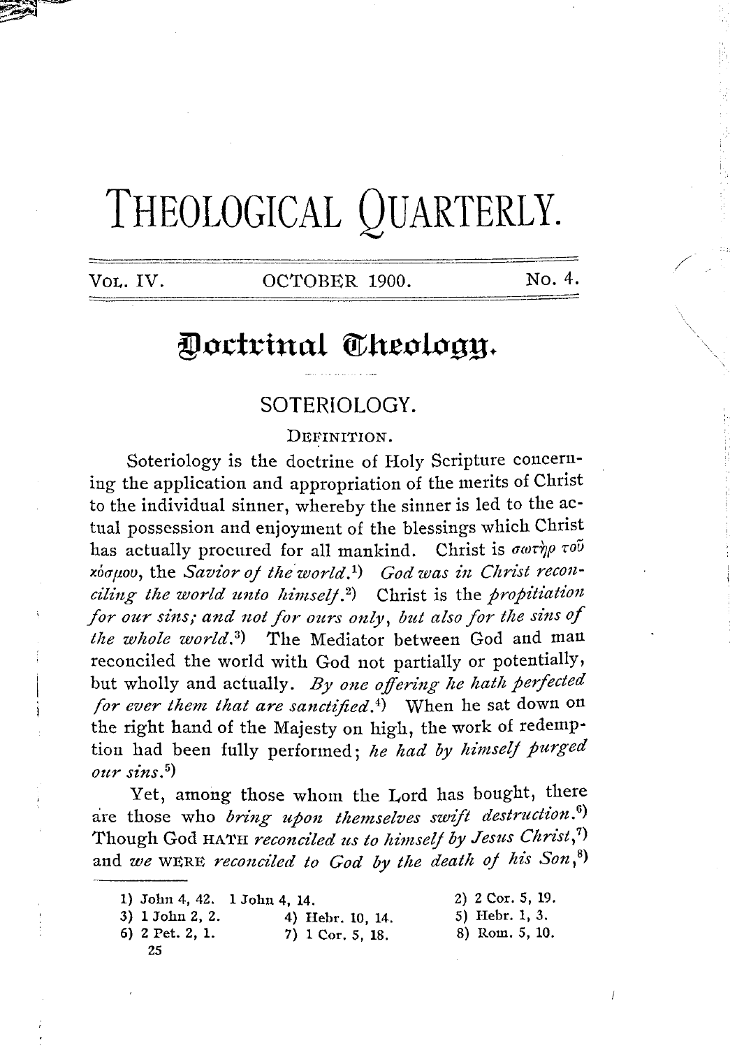# THEOLOGICAL QUARTERLY.

VOL. IV. OCTOBER 1900. No. 4.

# Doctrinal Theology.

## SOTERIOLOGY.

### DEFINITION.

Soteriology is the doctrine of Holy Scripture concerning the application and appropriation of the merits of Christ to the individual sinner, whereby the sinner is led to the actual possession and enjoyment of the blessings which Christ has actually procured for all mankind. Christ is σωτὴρ τοῦ κόσμου, the *Savior of the world.*[1] *God was in Christ reconciling the world unto himself.*[2] Christ is the *propitiation for our sins; and not for ours only, but also for the sins of the whole world.*[3] The Mediator between God and man reconciled the world with God not partially or potentially, but wholly and actually. *By one offering he hath perfected for ever them that are sanctified.*[4] When he sat down on the right hand of the Majesty on high, the work of redemption had been fully performed; *he had by himself purged our sins.*[5]

Yet, among those whom the Lord has bought, there are those who *bring upon themselves swift destruction.*[6] Though God HATH *reconciled us to himself by Jesus Christ,*[7] and *we* WERE *reconciled to God by the death of his Son,*[8]

1) John 4, 42. 1 John 4, 14.
2) 2 Cor. 5, 19.
3) 1 John 2, 2.
4) Hebr. 10, 14.
5) Hebr. 1, 3.
6) 2 Pet. 2, 1.
7) 1 Cor. 5, 18.
8) Rom. 5, 10.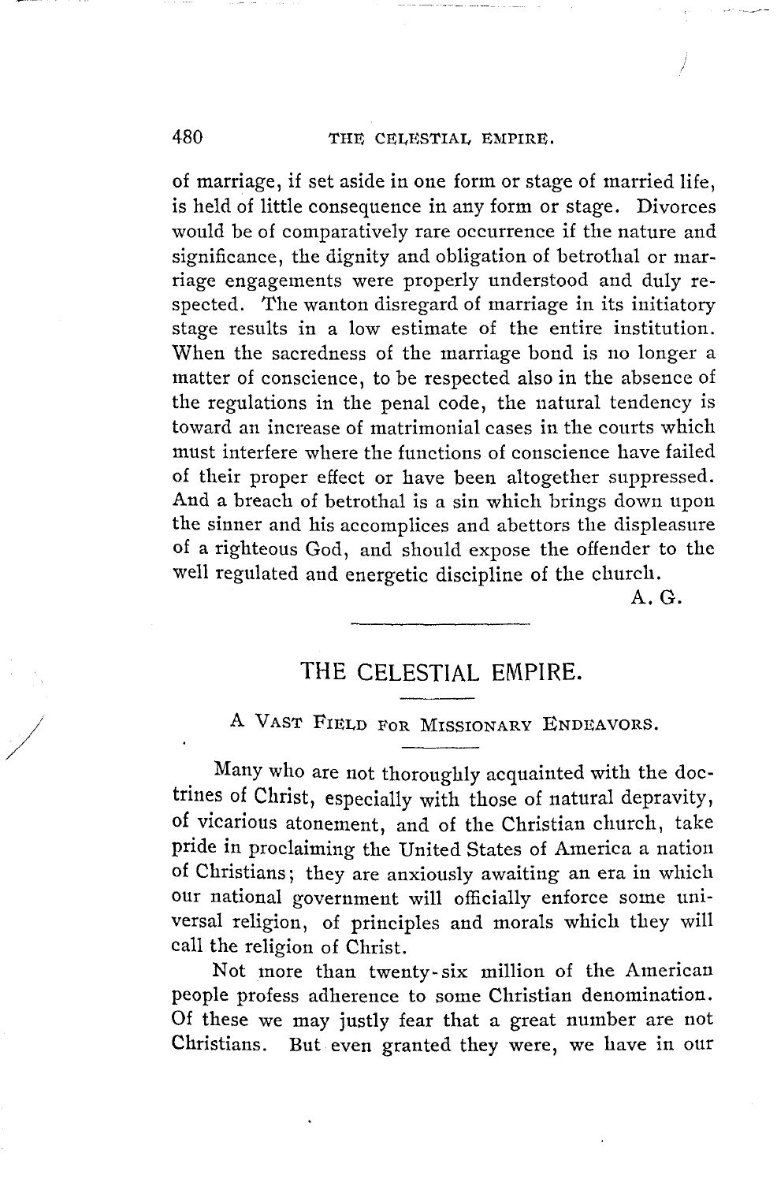of marriage, if set aside in one form or stage of married life, is held of little consequence in any form or stage. Divorces would be of comparatively rare occurrence if the nature and significance, the dignity and obligation of betrothal or marriage engagements were properly understood and duly respected. The wanton disregard of marriage in its initiatory stage results in a low estimate of the entire institution. When the sacredness of the marriage bond is no longer a matter of conscience, to be respected also in the absence of the regulations in the penal code, the natural tendency is toward an increase of matrimonial cases in the courts which must interfere where the functions of conscience have failed of their proper effect or have been altogether suppressed. And a breach of betrothal is a sin which brings down upon the sinner and his accomplices and abettors the displeasure of a righteous God, and should expose the offender to the well regulated and energetic discipline of the church.

A. G.

---

# THE CELESTIAL EMPIRE.

## A Vast Field for Missionary Endeavors.

Many who are not thoroughly acquainted with the doctrines of Christ, especially with those of natural depravity, of vicarious atonement, and of the Christian church, take pride in proclaiming the United States of America a nation of Christians; they are anxiously awaiting an era in which our national government will officially enforce some universal religion, of principles and morals which they will call the religion of Christ.

Not more than twenty-six million of the American people profess adherence to some Christian denomination. Of these we may justly fear that a great number are not Christians. But even granted they were, we have in our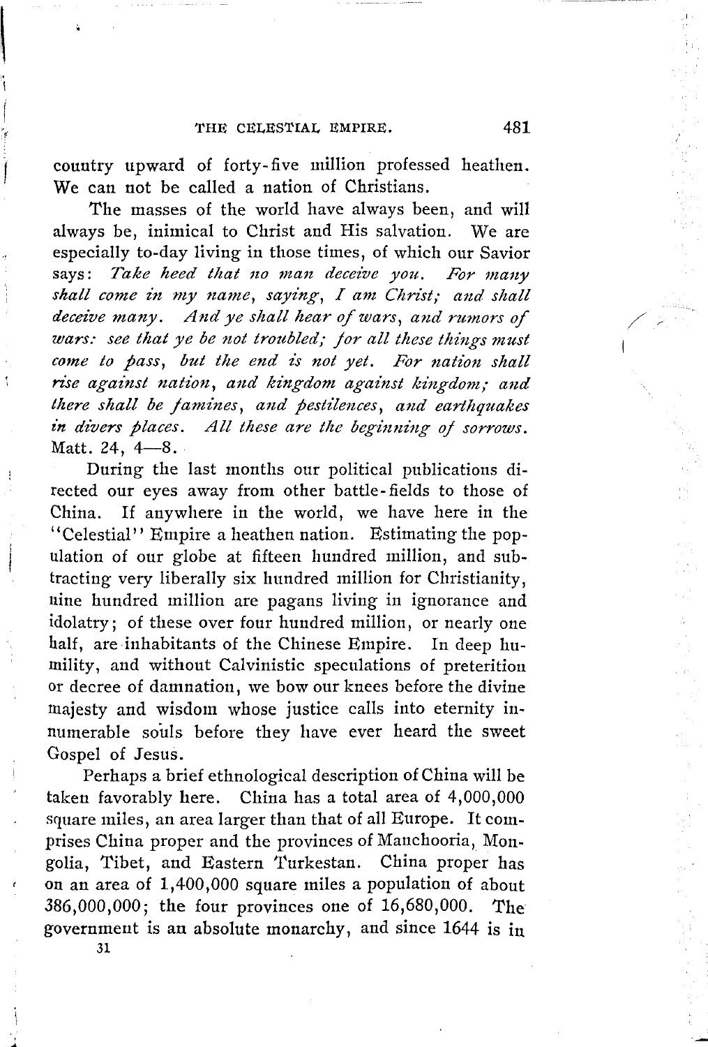country upward of forty-five million professed heathen. We can not be called a nation of Christians.

The masses of the world have always been, and will always be, inimical to Christ and His salvation. We are especially to-day living in those times, of which our Savior says: *Take heed that no man deceive you. For many shall come in my name, saying, I am Christ; and shall deceive many. And ye shall hear of wars, and rumors of wars: see that ye be not troubled; for all these things must come to pass, but the end is not yet. For nation shall rise against nation, and kingdom against kingdom; and there shall be famines, and pestilences, and earthquakes in divers places. All these are the beginning of sorrows.* Matt. 24, 4—8.

During the last months our political publications directed our eyes away from other battle-fields to those of China. If anywhere in the world, we have here in the "Celestial" Empire a heathen nation. Estimating the population of our globe at fifteen hundred million, and subtracting very liberally six hundred million for Christianity, nine hundred million are pagans living in ignorance and idolatry; of these over four hundred million, or nearly one half, are inhabitants of the Chinese Empire. In deep humility, and without Calvinistic speculations of preterition or decree of damnation, we bow our knees before the divine majesty and wisdom whose justice calls into eternity innumerable souls before they have ever heard the sweet Gospel of Jesus.

Perhaps a brief ethnological description of China will be taken favorably here. China has a total area of 4,000,000 square miles, an area larger than that of all Europe. It comprises China proper and the provinces of Manchooria, Mongolia, Tibet, and Eastern Turkestan. China proper has on an area of 1,400,000 square miles a population of about 386,000,000; the four provinces one of 16,680,000. The government is an absolute monarchy, and since 1644 is in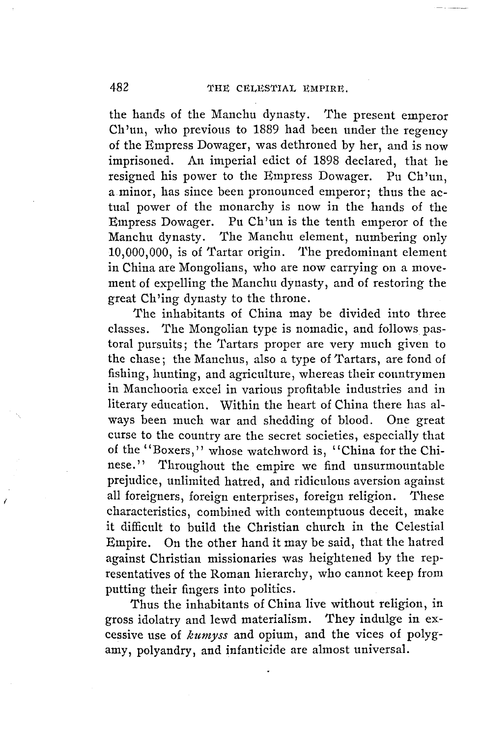the hands of the Manchu dynasty. The present emperor Ch'un, who previous to 1889 had been under the regency of the Empress Dowager, was dethroned by her, and is now imprisoned. An imperial edict of 1898 declared, that he resigned his power to the Empress Dowager. Pu Ch'un, a minor, has since been pronounced emperor; thus the actual power of the monarchy is now in the hands of the Empress Dowager. Pu Ch'un is the tenth emperor of the Manchu dynasty. The Manchu element, numbering only 10,000,000, is of Tartar origin. The predominant element in China are Mongolians, who are now carrying on a movement of expelling the Manchu dynasty, and of restoring the great Ch'ing dynasty to the throne.

The inhabitants of China may be divided into three classes. The Mongolian type is nomadic, and follows pastoral pursuits; the Tartars proper are very much given to the chase; the Manchus, also a type of Tartars, are fond of fishing, hunting, and agriculture, whereas their countrymen in Manchooria excel in various profitable industries and in literary education. Within the heart of China there has always been much war and shedding of blood. One great curse to the country are the secret societies, especially that of the "Boxers," whose watchword is, "China for the Chinese." Throughout the empire we find unsurmountable prejudice, unlimited hatred, and ridiculous aversion against all foreigners, foreign enterprises, foreign religion. These characteristics, combined with contemptuous deceit, make it difficult to build the Christian church in the Celestial Empire. On the other hand it may be said, that the hatred against Christian missionaries was heightened by the representatives of the Roman hierarchy, who cannot keep from putting their fingers into politics.

Thus the inhabitants of China live without religion, in gross idolatry and lewd materialism. They indulge in excessive use of *kumyss* and opium, and the vices of polygamy, polyandry, and infanticide are almost universal.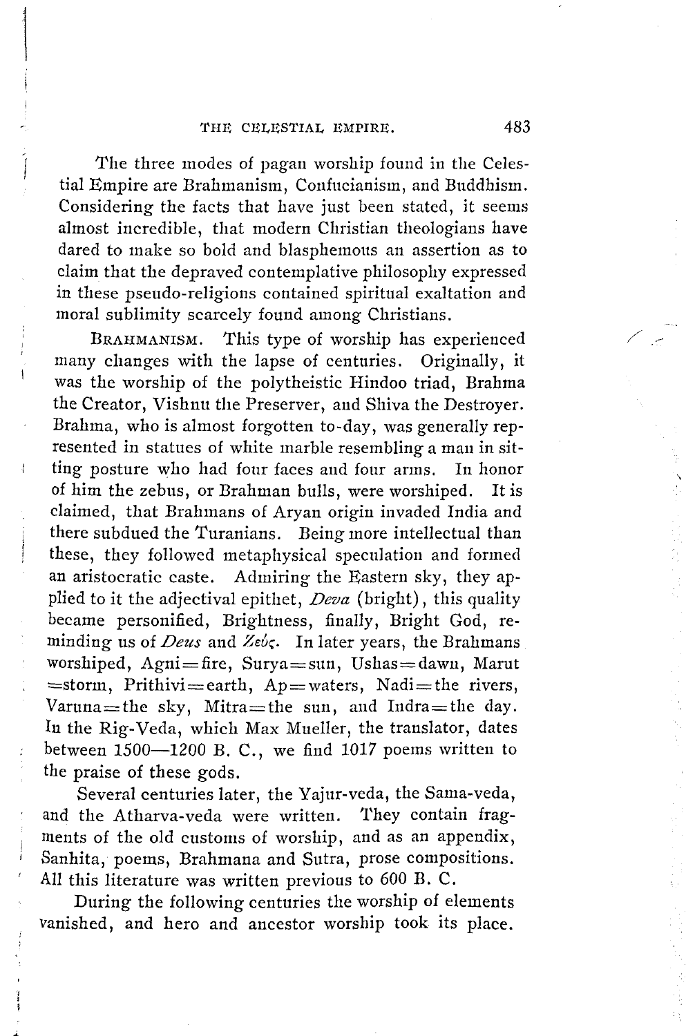The three modes of pagan worship found in the Celestial Empire are Brahmanism, Confucianism, and Buddhism. Considering the facts that have just been stated, it seems almost incredible, that modern Christian theologians have dared to make so bold and blasphemous an assertion as to claim that the depraved contemplative philosophy expressed in these pseudo-religions contained spiritual exaltation and moral sublimity scarcely found among Christians.

BRAHMANISM. This type of worship has experienced many changes with the lapse of centuries. Originally, it was the worship of the polytheistic Hindoo triad, Brahma the Creator, Vishnu the Preserver, and Shiva the Destroyer. Brahma, who is almost forgotten to-day, was generally represented in statues of white marble resembling a man in sitting posture who had four faces and four arms. In honor of him the zebus, or Brahman bulls, were worshiped. It is claimed, that Brahmans of Aryan origin invaded India and there subdued the Turanians. Being more intellectual than these, they followed metaphysical speculation and formed an aristocratic caste. Admiring the Eastern sky, they applied to it the adjectival epithet, *Deva* (bright), this quality became personified, Brightness, finally, Bright God, reminding us of *Deus* and *Ζεύς*. In later years, the Brahmans worshiped, Agni = fire, Surya = sun, Ushas = dawn, Marut = storm, Prithivi = earth, Ap = waters, Nadi = the rivers, Varuna = the sky, Mitra = the sun, and Indra = the day. In the Rig-Veda, which Max Mueller, the translator, dates between 1500—1200 B. C., we find 1017 poems written to the praise of these gods.

Several centuries later, the Yajur-veda, the Sama-veda, and the Atharva-veda were written. They contain fragments of the old customs of worship, and as an appendix, Sanhita, poems, Brahmana and Sutra, prose compositions. All this literature was written previous to 600 B. C.

During the following centuries the worship of elements vanished, and hero and ancestor worship took its place.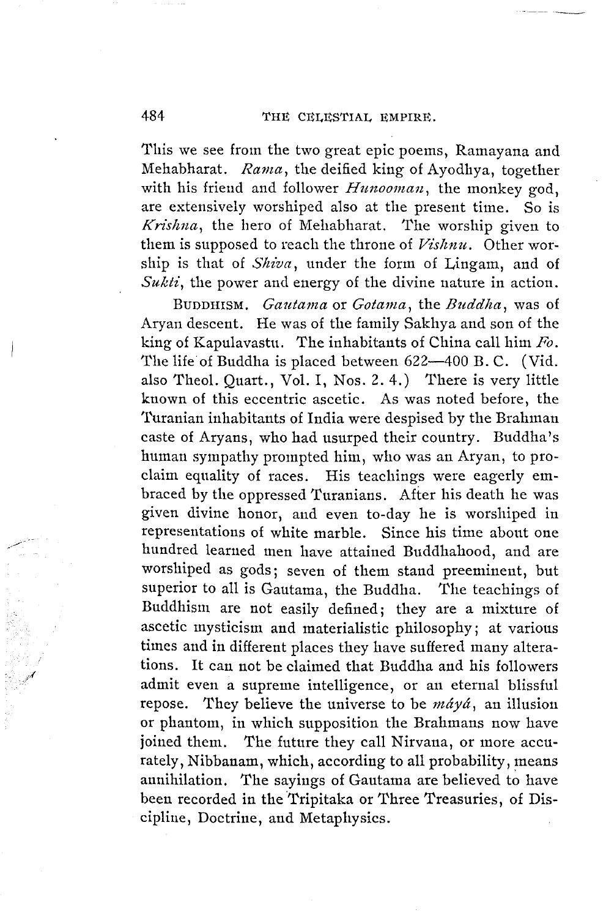This we see from the two great epic poems, Ramayana and Mehabharat. *Rama*, the deified king of Ayodhya, together with his friend and follower *Hunooman*, the monkey god, are extensively worshiped also at the present time. So is *Krishna*, the hero of Mehabharat. The worship given to them is supposed to reach the throne of *Vishnu*. Other worship is that of *Shiva*, under the form of Lingam, and of *Sukti*, the power and energy of the divine nature in action.

BUDDHISM. *Gautama* or *Gotama*, the *Buddha*, was of Aryan descent. He was of the family Sakhya and son of the king of Kapulavastu. The inhabitants of China call him *Fo*. The life of Buddha is placed between 622—400 B. C. (Vid. also Theol. Quart., Vol. I, Nos. 2. 4.) There is very little known of this eccentric ascetic. As was noted before, the Turanian inhabitants of India were despised by the Brahman caste of Aryans, who had usurped their country. Buddha's human sympathy prompted him, who was an Aryan, to proclaim equality of races. His teachings were eagerly embraced by the oppressed Turanians. After his death he was given divine honor, and even to-day he is worshiped in representations of white marble. Since his time about one hundred learned men have attained Buddhahood, and are worshiped as gods; seven of them stand preeminent, but superior to all is Gautama, the Buddha. The teachings of Buddhism are not easily defined; they are a mixture of ascetic mysticism and materialistic philosophy; at various times and in different places they have suffered many alterations. It can not be claimed that Buddha and his followers admit even a supreme intelligence, or an eternal blissful repose. They believe the universe to be *máyá*, an illusion or phantom, in which supposition the Brahmans now have joined them. The future they call Nirvana, or more accurately, Nibbanam, which, according to all probability, means annihilation. The sayings of Gautama are believed to have been recorded in the Tripitaka or Three Treasuries, of Discipline, Doctrine, and Metaphysics.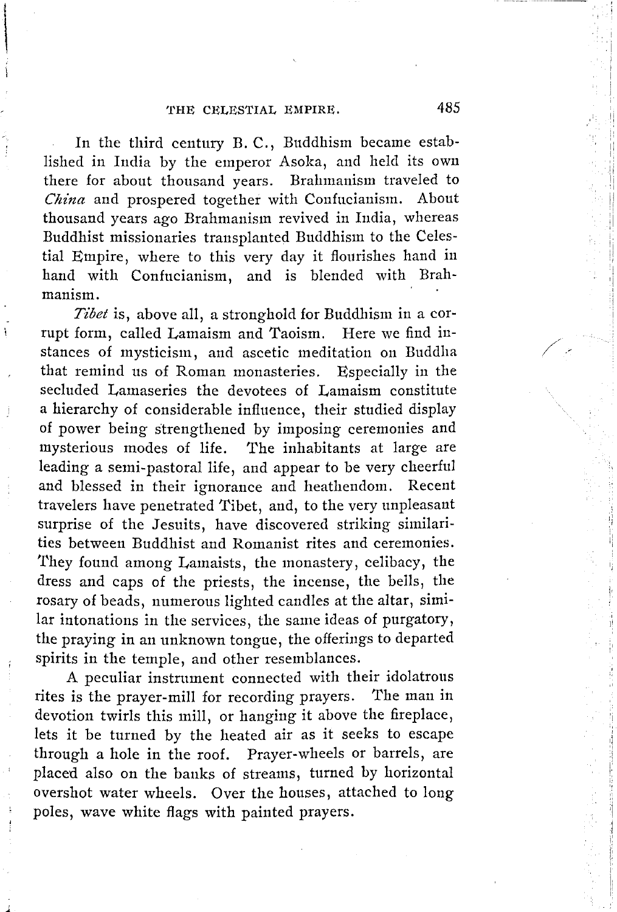In the third century B. C., Buddhism became established in India by the emperor Asoka, and held its own there for about thousand years. Brahmanism traveled to *China* and prospered together with Confucianism. About thousand years ago Brahmanism revived in India, whereas Buddhist missionaries transplanted Buddhism to the Celestial Empire, where to this very day it flourishes hand in hand with Confucianism, and is blended with Brahmanism.

*Tibet* is, above all, a stronghold for Buddhism in a corrupt form, called Lamaism and Taoism. Here we find instances of mysticism, and ascetic meditation on Buddha that remind us of Roman monasteries. Especially in the secluded Lamaseries the devotees of Lamaism constitute a hierarchy of considerable influence, their studied display of power being strengthened by imposing ceremonies and mysterious modes of life. The inhabitants at large are leading a semi-pastoral life, and appear to be very cheerful and blessed in their ignorance and heathendom. Recent travelers have penetrated Tibet, and, to the very unpleasant surprise of the Jesuits, have discovered striking similarities between Buddhist and Romanist rites and ceremonies. They found among Lamaists, the monastery, celibacy, the dress and caps of the priests, the incense, the bells, the rosary of beads, numerous lighted candles at the altar, similar intonations in the services, the same ideas of purgatory, the praying in an unknown tongue, the offerings to departed spirits in the temple, and other resemblances.

A peculiar instrument connected with their idolatrous rites is the prayer-mill for recording prayers. The man in devotion twirls this mill, or hanging it above the fireplace, lets it be turned by the heated air as it seeks to escape through a hole in the roof. Prayer-wheels or barrels, are placed also on the banks of streams, turned by horizontal overshot water wheels. Over the houses, attached to long poles, wave white flags with painted prayers.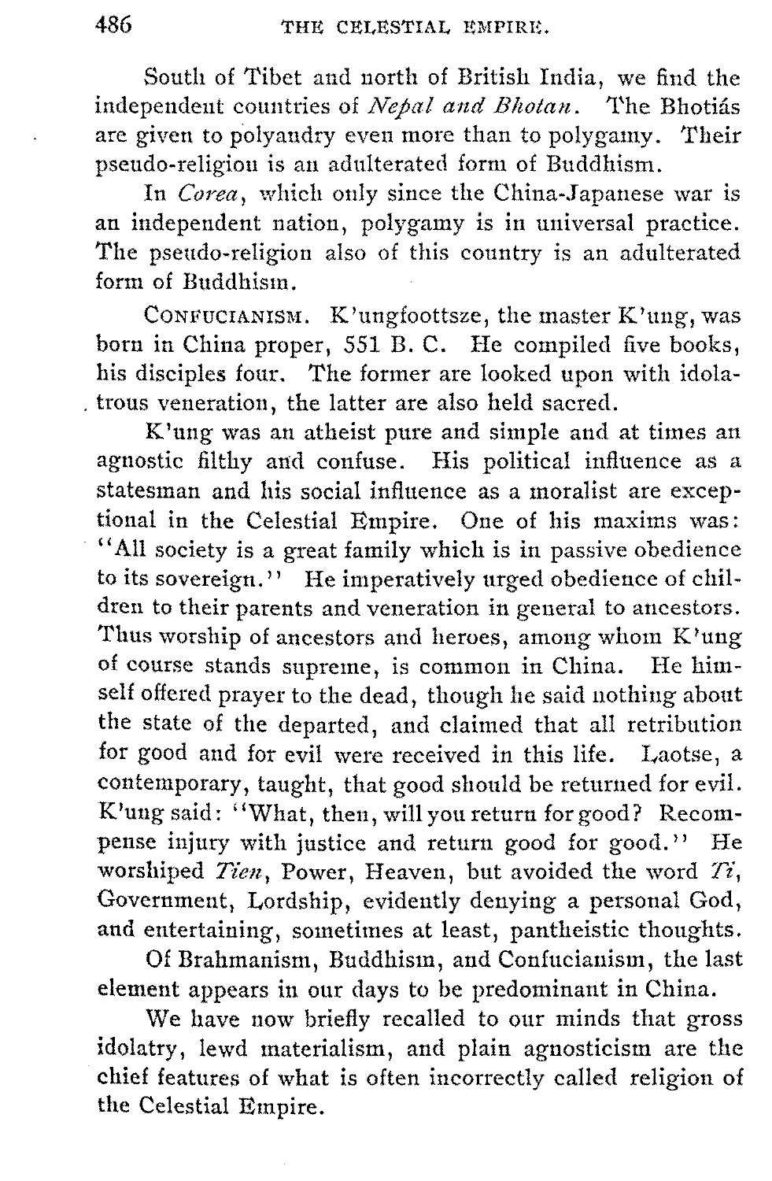South of Tibet and north of British India, we find the independent countries of *Nepal and Bhotan*. The Bhotiás are given to polyandry even more than to polygamy. Their pseudo-religion is an adulterated form of Buddhism.

In *Corea*, which only since the China-Japanese war is an independent nation, polygamy is in universal practice. The pseudo-religion also of this country is an adulterated form of Buddhism.

CONFUCIANISM. K'ungfoottsze, the master K'ung, was born in China proper, 551 B. C. He compiled five books, his disciples four. The former are looked upon with idolatrous veneration, the latter are also held sacred.

K'ung was an atheist pure and simple and at times an agnostic filthy and confuse. His political influence as a statesman and his social influence as a moralist are exceptional in the Celestial Empire. One of his maxims was: "All society is a great family which is in passive obedience to its sovereign." He imperatively urged obedience of children to their parents and veneration in general to ancestors. Thus worship of ancestors and heroes, among whom K'ung of course stands supreme, is common in China. He himself offered prayer to the dead, though he said nothing about the state of the departed, and claimed that all retribution for good and for evil were received in this life. Laotse, a contemporary, taught, that good should be returned for evil. K'ung said: "What, then, will you return for good? Recompense injury with justice and return good for good." He worshiped *Tien*, Power, Heaven, but avoided the word *Ti*, Government, Lordship, evidently denying a personal God, and entertaining, sometimes at least, pantheistic thoughts.

Of Brahmanism, Buddhism, and Confucianism, the last element appears in our days to be predominant in China.

We have now briefly recalled to our minds that gross idolatry, lewd materialism, and plain agnosticism are the chief features of what is often incorrectly called religion of the Celestial Empire.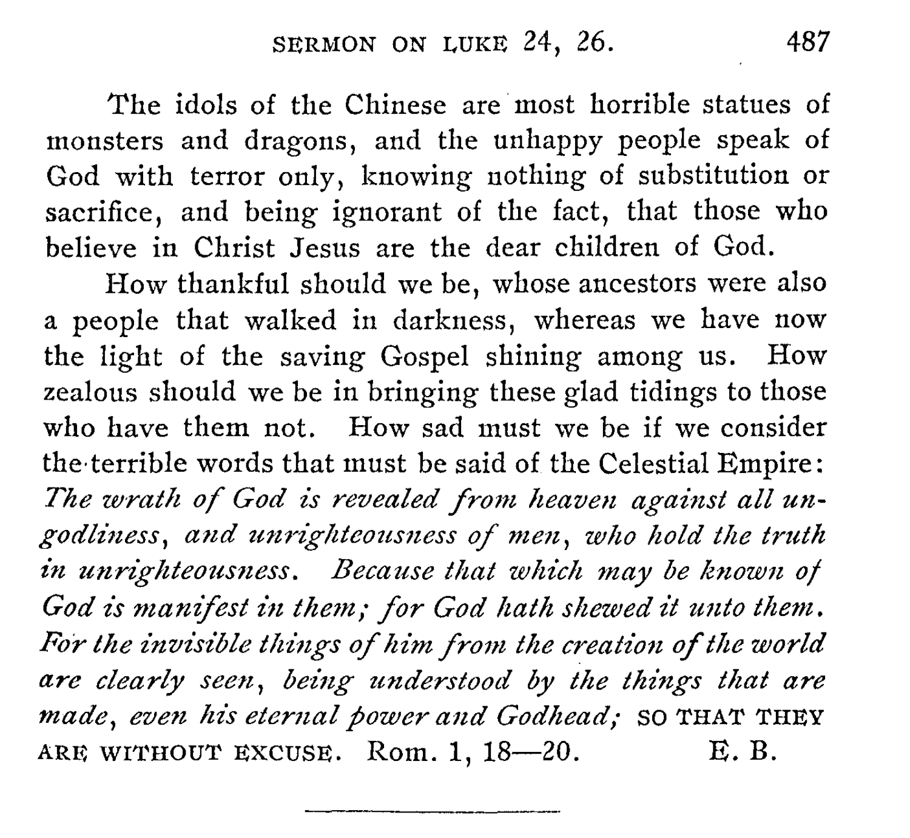The idols of the Chinese are most horrible statues of monsters and dragons, and the unhappy people speak of God with terror only, knowing nothing of substitution or sacrifice, and being ignorant of the fact, that those who believe in Christ Jesus are the dear children of God.

How thankful should we be, whose ancestors were also a people that walked in darkness, whereas we have now the light of the saving Gospel shining among us. How zealous should we be in bringing these glad tidings to those who have them not. How sad must we be if we consider the terrible words that must be said of the Celestial Empire: *The wrath of God is revealed from heaven against all ungodliness, and unrighteousness of men, who hold the truth in unrighteousness. Because that which may be known of God is manifest in them; for God hath shewed it unto them. For the invisible things of him from the creation of the world are clearly seen, being understood by the things that are made, even his eternal power and Godhead;* SO THAT THEY ARE WITHOUT EXCUSE. Rom. 1, 18—20. E. B.

---